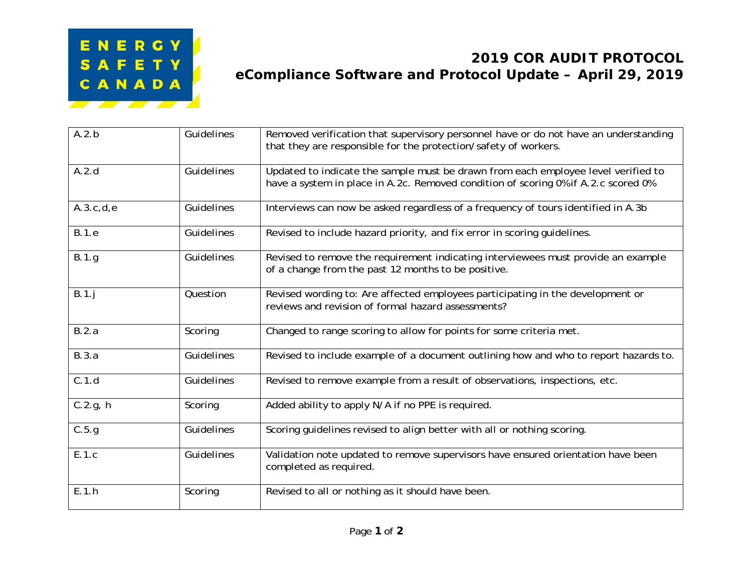ENERGY SAFETY CANADA

# 2019 COR AUDIT PROTOCOL
## eCompliance Software and Protocol Update – April 29, 2019

| | | |
|---|---|---|
| A.2.b | Guidelines | Removed verification that supervisory personnel have or do not have an understanding that they are responsible for the protection/safety of workers. |
| A.2.d | Guidelines | Updated to indicate the sample must be drawn from each employee level verified to have a system in place in A.2c. Removed condition of scoring 0% if A.2.c scored 0% |
| A.3.c,d,e | Guidelines | Interviews can now be asked regardless of a frequency of tours identified in A.3b |
| B.1.e | Guidelines | Revised to include hazard priority, and fix error in scoring guidelines. |
| B.1.g | Guidelines | Revised to remove the requirement indicating interviewees must provide an example of a change from the past 12 months to be positive. |
| B.1.j | Question | Revised wording to: Are affected employees participating in the development or reviews and revision of formal hazard assessments? |
| B.2.a | Scoring | Changed to range scoring to allow for points for some criteria met. |
| B.3.a | Guidelines | Revised to include example of a document outlining how and who to report hazards to. |
| C.1.d | Guidelines | Revised to remove example from a result of observations, inspections, etc. |
| C.2.g, h | Scoring | Added ability to apply N/A if no PPE is required. |
| C.5.g | Guidelines | Scoring guidelines revised to align better with all or nothing scoring. |
| E.1.c | Guidelines | Validation note updated to remove supervisors have ensured orientation have been completed as required. |
| E.1.h | Scoring | Revised to all or nothing as it should have been. |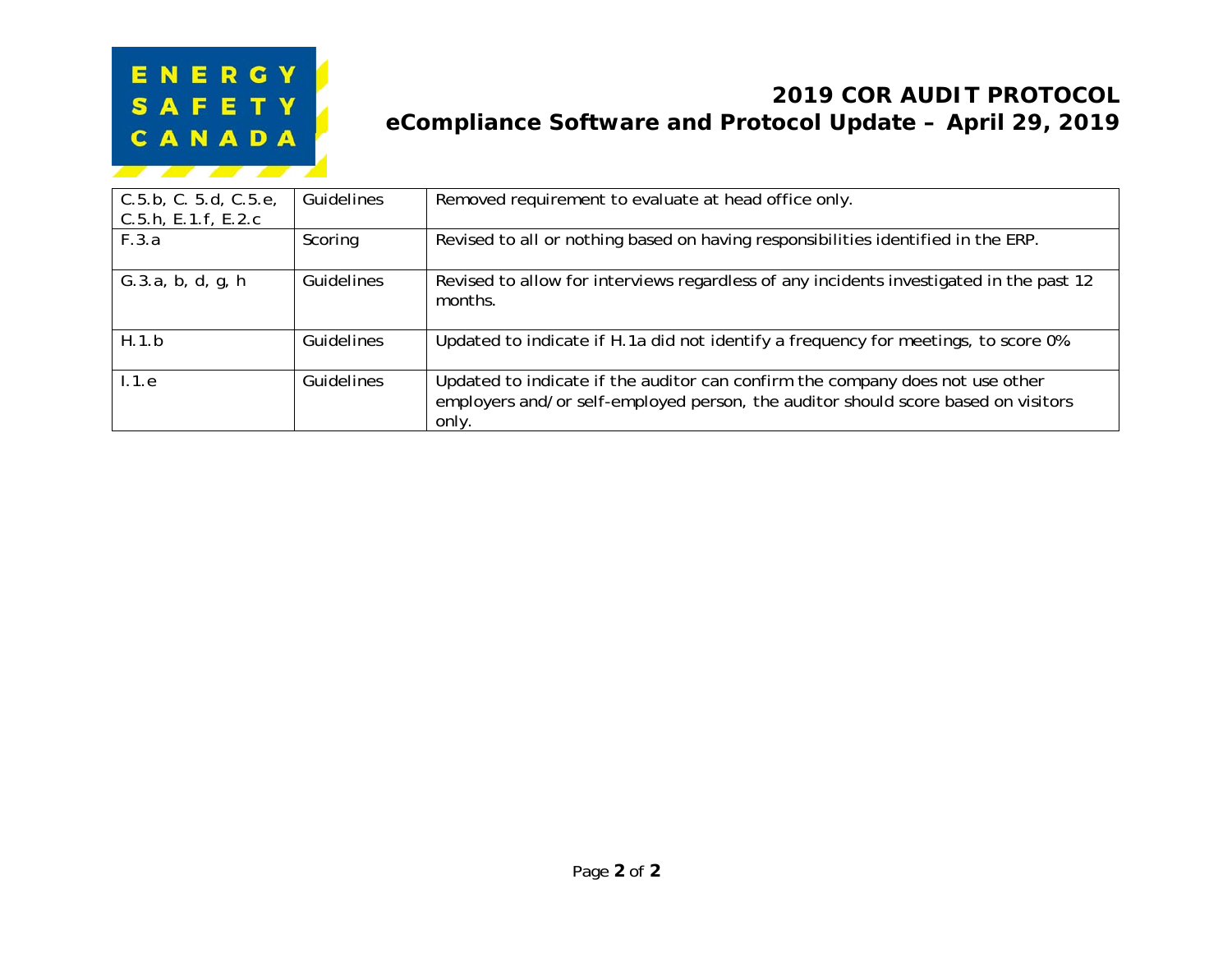| | | |
|---|---|---|
| C.5.b, C. 5.d, C.5.e, C.5.h, E.1.f, E.2.c | Guidelines | Removed requirement to evaluate at head office only. |
| F.3.a | Scoring | Revised to all or nothing based on having responsibilities identified in the ERP. |
| G.3.a, b, d, g, h | Guidelines | Revised to allow for interviews regardless of any incidents investigated in the past 12 months. |
| H.1.b | Guidelines | Updated to indicate if H.1a did not identify a frequency for meetings, to score 0% |
| I.1.e | Guidelines | Updated to indicate if the auditor can confirm the company does not use other employers and/or self-employed person, the auditor should score based on visitors only. |